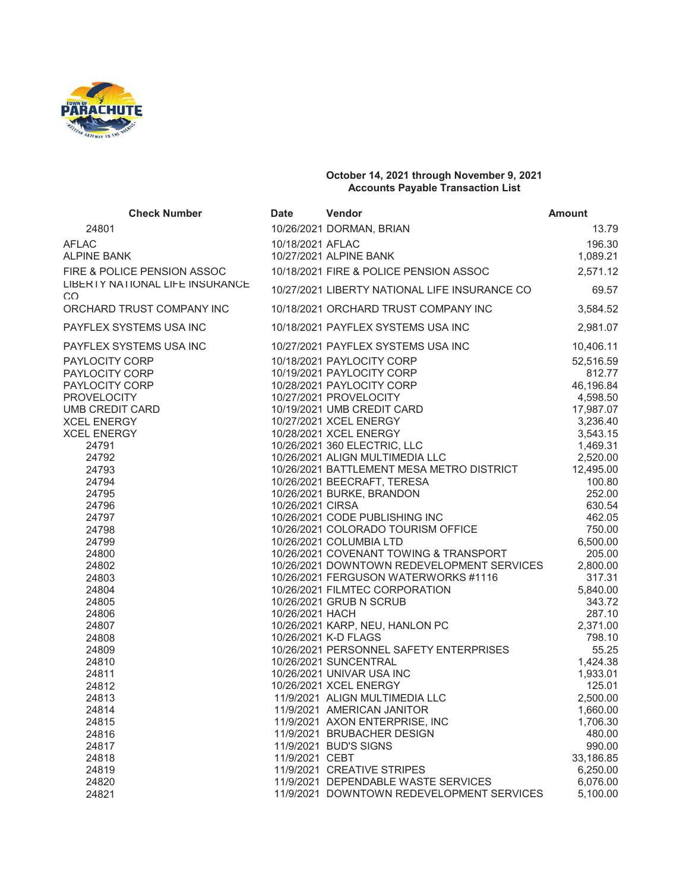**October 14, 2021 through November 9, 2021**
**Accounts Payable Transaction List**

| Check Number | Date | Vendor | Amount |
|---|---|---|---|
| 24801 | 10/26/2021 | DORMAN, BRIAN | 13.79 |
| AFLAC | 10/18/2021 | AFLAC | 196.30 |
| ALPINE BANK | 10/27/2021 | ALPINE BANK | 1,089.21 |
| FIRE & POLICE PENSION ASSOC | 10/18/2021 | FIRE & POLICE PENSION ASSOC | 2,571.12 |
| LIBERTY NATIONAL LIFE INSURANCE CO | 10/27/2021 | LIBERTY NATIONAL LIFE INSURANCE CO | 69.57 |
| ORCHARD TRUST COMPANY INC | 10/18/2021 | ORCHARD TRUST COMPANY INC | 3,584.52 |
| PAYFLEX SYSTEMS USA INC | 10/18/2021 | PAYFLEX SYSTEMS USA INC | 2,981.07 |
| PAYFLEX SYSTEMS USA INC | 10/27/2021 | PAYFLEX SYSTEMS USA INC | 10,406.11 |
| PAYLOCITY CORP | 10/18/2021 | PAYLOCITY CORP | 52,516.59 |
| PAYLOCITY CORP | 10/19/2021 | PAYLOCITY CORP | 812.77 |
| PAYLOCITY CORP | 10/28/2021 | PAYLOCITY CORP | 46,196.84 |
| PROVELOCITY | 10/27/2021 | PROVELOCITY | 4,598.50 |
| UMB CREDIT CARD | 10/19/2021 | UMB CREDIT CARD | 17,987.07 |
| XCEL ENERGY | 10/27/2021 | XCEL ENERGY | 3,236.40 |
| XCEL ENERGY | 10/28/2021 | XCEL ENERGY | 3,543.15 |
| 24791 | 10/26/2021 | 360 ELECTRIC, LLC | 1,469.31 |
| 24792 | 10/26/2021 | ALIGN MULTIMEDIA LLC | 2,520.00 |
| 24793 | 10/26/2021 | BATTLEMENT MESA METRO DISTRICT | 12,495.00 |
| 24794 | 10/26/2021 | BEECRAFT, TERESA | 100.80 |
| 24795 | 10/26/2021 | BURKE, BRANDON | 252.00 |
| 24796 | 10/26/2021 | CIRSA | 630.54 |
| 24797 | 10/26/2021 | CODE PUBLISHING INC | 462.05 |
| 24798 | 10/26/2021 | COLORADO TOURISM OFFICE | 750.00 |
| 24799 | 10/26/2021 | COLUMBIA LTD | 6,500.00 |
| 24800 | 10/26/2021 | COVENANT TOWING & TRANSPORT | 205.00 |
| 24802 | 10/26/2021 | DOWNTOWN REDEVELOPMENT SERVICES | 2,800.00 |
| 24803 | 10/26/2021 | FERGUSON WATERWORKS #1116 | 317.31 |
| 24804 | 10/26/2021 | FILMTEC CORPORATION | 5,840.00 |
| 24805 | 10/26/2021 | GRUB N SCRUB | 343.72 |
| 24806 | 10/26/2021 | HACH | 287.10 |
| 24807 | 10/26/2021 | KARP, NEU, HANLON PC | 2,371.00 |
| 24808 | 10/26/2021 | K-D FLAGS | 798.10 |
| 24809 | 10/26/2021 | PERSONNEL SAFETY ENTERPRISES | 55.25 |
| 24810 | 10/26/2021 | SUNCENTRAL | 1,424.38 |
| 24811 | 10/26/2021 | UNIVAR USA INC | 1,933.01 |
| 24812 | 10/26/2021 | XCEL ENERGY | 125.01 |
| 24813 | 11/9/2021 | ALIGN MULTIMEDIA LLC | 2,500.00 |
| 24814 | 11/9/2021 | AMERICAN JANITOR | 1,660.00 |
| 24815 | 11/9/2021 | AXON ENTERPRISE, INC | 1,706.30 |
| 24816 | 11/9/2021 | BRUBACHER DESIGN | 480.00 |
| 24817 | 11/9/2021 | BUD'S SIGNS | 990.00 |
| 24818 | 11/9/2021 | CEBT | 33,186.85 |
| 24819 | 11/9/2021 | CREATIVE STRIPES | 6,250.00 |
| 24820 | 11/9/2021 | DEPENDABLE WASTE SERVICES | 6,076.00 |
| 24821 | 11/9/2021 | DOWNTOWN REDEVELOPMENT SERVICES | 5,100.00 |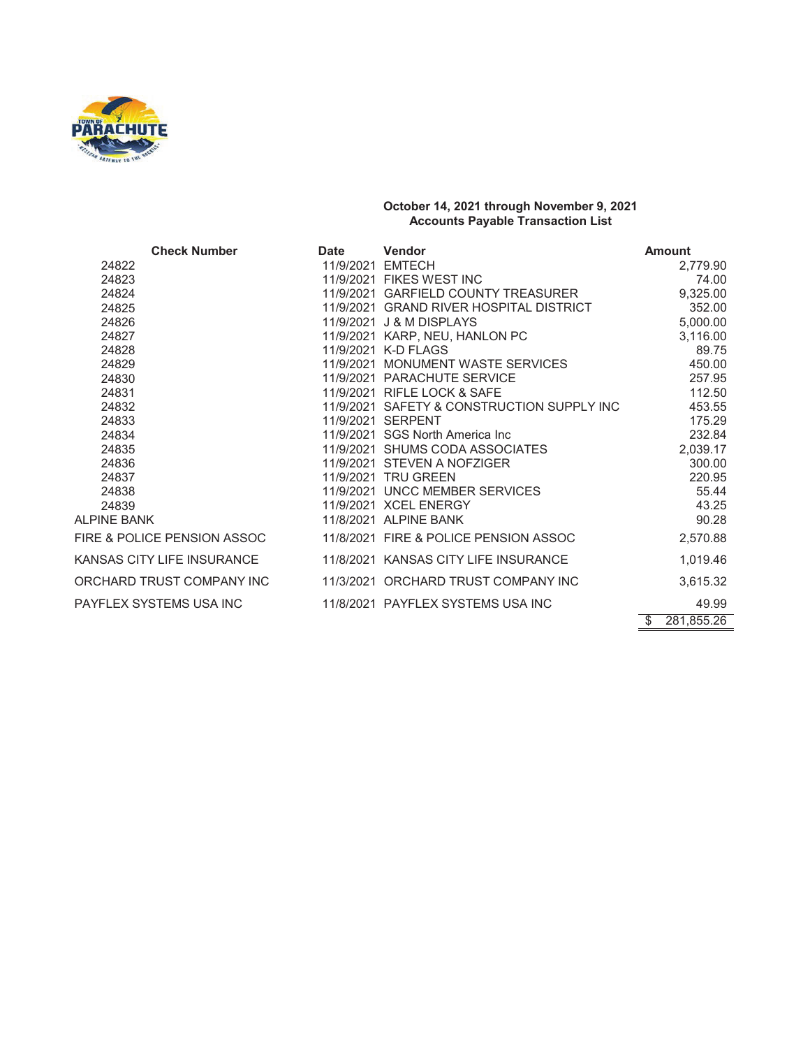**October 14, 2021 through November 9, 2021**
**Accounts Payable Transaction List**

| Check Number | Date | Vendor | Amount |
|---|---|---|---|
| 24822 | 11/9/2021 | EMTECH | 2,779.90 |
| 24823 | 11/9/2021 | FIKES WEST INC | 74.00 |
| 24824 | 11/9/2021 | GARFIELD COUNTY TREASURER | 9,325.00 |
| 24825 | 11/9/2021 | GRAND RIVER HOSPITAL DISTRICT | 352.00 |
| 24826 | 11/9/2021 | J & M DISPLAYS | 5,000.00 |
| 24827 | 11/9/2021 | KARP, NEU, HANLON PC | 3,116.00 |
| 24828 | 11/9/2021 | K-D FLAGS | 89.75 |
| 24829 | 11/9/2021 | MONUMENT WASTE SERVICES | 450.00 |
| 24830 | 11/9/2021 | PARACHUTE SERVICE | 257.95 |
| 24831 | 11/9/2021 | RIFLE LOCK & SAFE | 112.50 |
| 24832 | 11/9/2021 | SAFETY & CONSTRUCTION SUPPLY INC | 453.55 |
| 24833 | 11/9/2021 | SERPENT | 175.29 |
| 24834 | 11/9/2021 | SGS North America Inc | 232.84 |
| 24835 | 11/9/2021 | SHUMS CODA ASSOCIATES | 2,039.17 |
| 24836 | 11/9/2021 | STEVEN A NOFZIGER | 300.00 |
| 24837 | 11/9/2021 | TRU GREEN | 220.95 |
| 24838 | 11/9/2021 | UNCC MEMBER SERVICES | 55.44 |
| 24839 | 11/9/2021 | XCEL ENERGY | 43.25 |
| ALPINE BANK | 11/8/2021 | ALPINE BANK | 90.28 |
| FIRE & POLICE PENSION ASSOC | 11/8/2021 | FIRE & POLICE PENSION ASSOC | 2,570.88 |
| KANSAS CITY LIFE INSURANCE | 11/8/2021 | KANSAS CITY LIFE INSURANCE | 1,019.46 |
| ORCHARD TRUST COMPANY INC | 11/3/2021 | ORCHARD TRUST COMPANY INC | 3,615.32 |
| PAYFLEX SYSTEMS USA INC | 11/8/2021 | PAYFLEX SYSTEMS USA INC | 49.99 |
| | | | $ 281,855.26 |